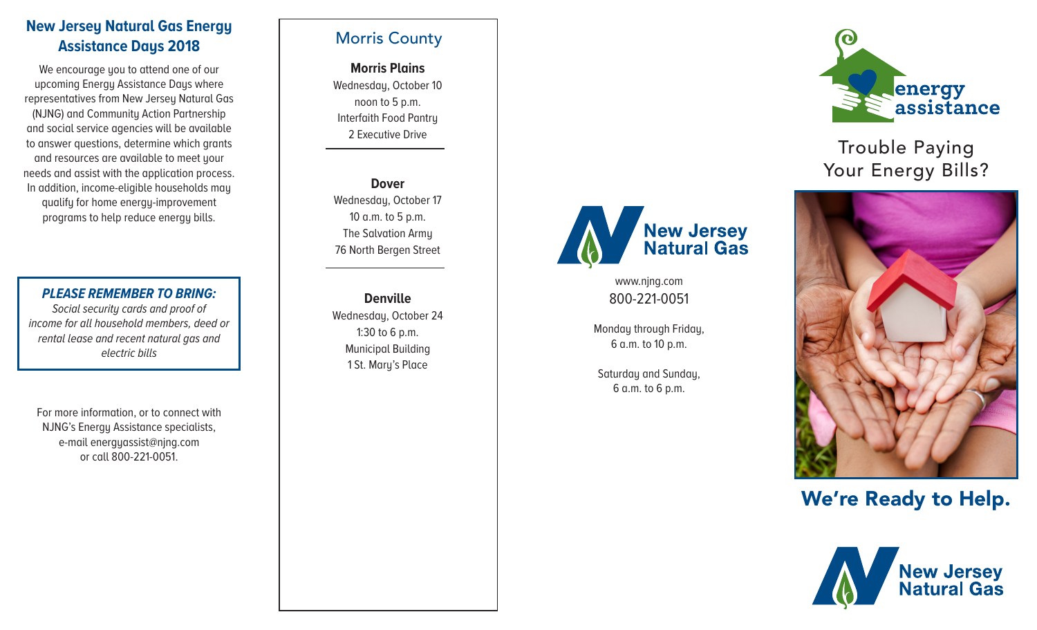## New Jersey Natural Gas Energy Assistance Days 2018

We encourage you to attend one of our upcoming Energy Assistance Days where representatives from New Jersey Natural Gas (NJNG) and Community Action Partnership and social service agencies will be available to answer questions, determine which grants and resources are available to meet your needs and assist with the application process. In addition, income-eligible households may qualify for home energy-improvement programs to help reduce energy bills.

***PLEASE REMEMBER TO BRING:***

*Social security cards and proof of income for all household members, deed or rental lease and recent natural gas and electric bills*

For more information, or to connect with NJNG's Energy Assistance specialists, e-mail energyassist@njng.com or call 800-221-0051.

## Morris County

**Morris Plains**
Wednesday, October 10
noon to 5 p.m.
Interfaith Food Pantry
2 Executive Drive

**Dover**
Wednesday, October 17
10 a.m. to 5 p.m.
The Salvation Army
76 North Bergen Street

**Denville**
Wednesday, October 24
1:30 to 6 p.m.
Municipal Building
1 St. Mary's Place

New Jersey Natural Gas

www.njng.com
800-221-0051

Monday through Friday,
6 a.m. to 10 p.m.

Saturday and Sunday,
6 a.m. to 6 p.m.

energy assistance

# Trouble Paying Your Energy Bills?

## We're Ready to Help.

New Jersey Natural Gas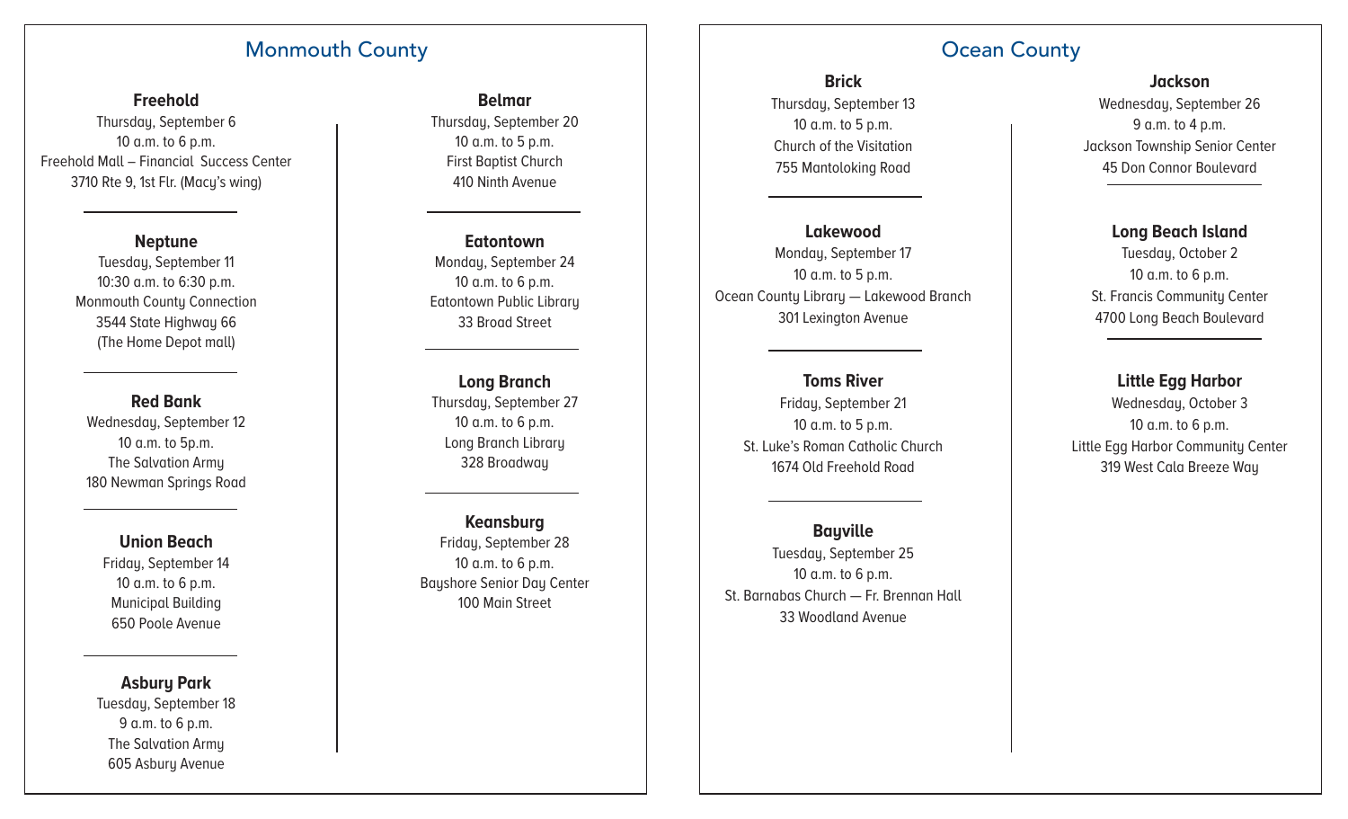## Monmouth County

### Freehold
Thursday, September 6
10 a.m. to 6 p.m.
Freehold Mall – Financial Success Center
3710 Rte 9, 1st Flr. (Macy's wing)

### Neptune
Tuesday, September 11
10:30 a.m. to 6:30 p.m.
Monmouth County Connection
3544 State Highway 66
(The Home Depot mall)

### Red Bank
Wednesday, September 12
10 a.m. to 5p.m.
The Salvation Army
180 Newman Springs Road

### Union Beach
Friday, September 14
10 a.m. to 6 p.m.
Municipal Building
650 Poole Avenue

### Asbury Park
Tuesday, September 18
9 a.m. to 6 p.m.
The Salvation Army
605 Asbury Avenue

### Belmar
Thursday, September 20
10 a.m. to 5 p.m.
First Baptist Church
410 Ninth Avenue

### Eatontown
Monday, September 24
10 a.m. to 6 p.m.
Eatontown Public Library
33 Broad Street

### Long Branch
Thursday, September 27
10 a.m. to 6 p.m.
Long Branch Library
328 Broadway

### Keansburg
Friday, September 28
10 a.m. to 6 p.m.
Bayshore Senior Day Center
100 Main Street

## Ocean County

### Brick
Thursday, September 13
10 a.m. to 5 p.m.
Church of the Visitation
755 Mantoloking Road

### Lakewood
Monday, September 17
10 a.m. to 5 p.m.
Ocean County Library — Lakewood Branch
301 Lexington Avenue

### Toms River
Friday, September 21
10 a.m. to 5 p.m.
St. Luke's Roman Catholic Church
1674 Old Freehold Road

### Bayville
Tuesday, September 25
10 a.m. to 6 p.m.
St. Barnabas Church — Fr. Brennan Hall
33 Woodland Avenue

### Jackson
Wednesday, September 26
9 a.m. to 4 p.m.
Jackson Township Senior Center
45 Don Connor Boulevard

### Long Beach Island
Tuesday, October 2
10 a.m. to 6 p.m.
St. Francis Community Center
4700 Long Beach Boulevard

### Little Egg Harbor
Wednesday, October 3
10 a.m. to 6 p.m.
Little Egg Harbor Community Center
319 West Cala Breeze Way